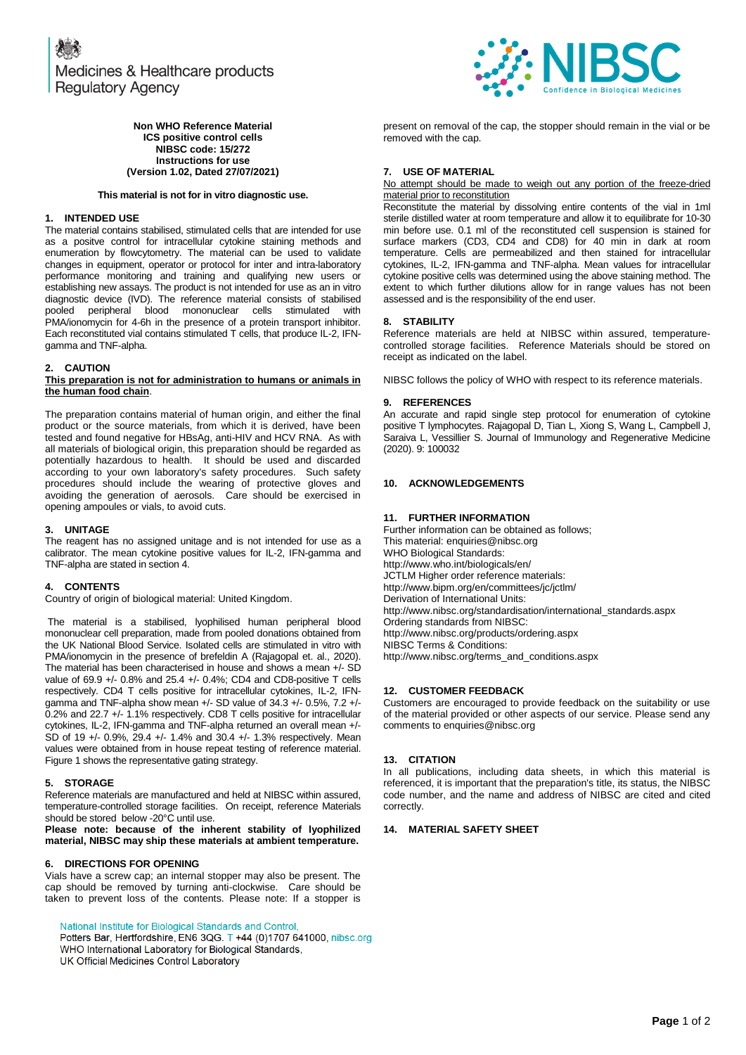Medicines & Healthcare products Regulatory Agency

NIBSC — Confidence in Biological Medicines

**Non WHO Reference Material**
**ICS positive control cells**
**NIBSC code: 15/272**
**Instructions for use**
**(Version 1.02, Dated 27/07/2021)**

**This material is not for in vitro diagnostic use.**

## 1. INTENDED USE

The material contains stabilised, stimulated cells that are intended for use as a positve control for intracellular cytokine staining methods and enumeration by flowcytometry. The material can be used to validate changes in equipment, operator or protocol for inter and intra-laboratory performance monitoring and training and qualifying new users or establishing new assays. The product is not intended for use as an in vitro diagnostic device (IVD). The reference material consists of stabilised pooled peripheral blood mononuclear cells stimulated with PMA/ionomycin for 4-6h in the presence of a protein transport inhibitor. Each reconstituted vial contains stimulated T cells, that produce IL-2, IFN-gamma and TNF-alpha.

## 2. CAUTION

**This preparation is not for administration to humans or animals in the human food chain**.

The preparation contains material of human origin, and either the final product or the source materials, from which it is derived, have been tested and found negative for HBsAg, anti-HIV and HCV RNA. As with all materials of biological origin, this preparation should be regarded as potentially hazardous to health. It should be used and discarded according to your own laboratory's safety procedures. Such safety procedures should include the wearing of protective gloves and avoiding the generation of aerosols. Care should be exercised in opening ampoules or vials, to avoid cuts.

## 3. UNITAGE

The reagent has no assigned unitage and is not intended for use as a calibrator. The mean cytokine positive values for IL-2, IFN-gamma and TNF-alpha are stated in section 4.

## 4. CONTENTS

Country of origin of biological material: United Kingdom.

The material is a stabilised, lyophilised human peripheral blood mononuclear cell preparation, made from pooled donations obtained from the UK National Blood Service. Isolated cells are stimulated in vitro with PMA/ionomycin in the presence of brefeldin A (Rajagopal et. al., 2020). The material has been characterised in house and shows a mean +/- SD value of 69.9 +/- 0.8% and 25.4 +/- 0.4%; CD4 and CD8-positive T cells respectively. CD4 T cells positive for intracellular cytokines, IL-2, IFN-gamma and TNF-alpha show mean +/- SD value of 34.3 +/- 0.5%, 7.2 +/- 0.2% and 22.7 +/- 1.1% respectively. CD8 T cells positive for intracellular cytokines, IL-2, IFN-gamma and TNF-alpha returned an overall mean +/- SD of 19 +/- 0.9%, 29.4 +/- 1.4% and 30.4 +/- 1.3% respectively. Mean values were obtained from in house repeat testing of reference material. Figure 1 shows the representative gating strategy.

## 5. STORAGE

Reference materials are manufactured and held at NIBSC within assured, temperature-controlled storage facilities. On receipt, reference Materials should be stored below -20°C until use.

**Please note: because of the inherent stability of lyophilized material, NIBSC may ship these materials at ambient temperature.**

## 6. DIRECTIONS FOR OPENING

Vials have a screw cap; an internal stopper may also be present. The cap should be removed by turning anti-clockwise. Care should be taken to prevent loss of the contents. Please note: If a stopper is present on removal of the cap, the stopper should remain in the vial or be removed with the cap.

## 7. USE OF MATERIAL

No attempt should be made to weigh out any portion of the freeze-dried material prior to reconstitution

Reconstitute the material by dissolving entire contents of the vial in 1ml sterile distilled water at room temperature and allow it to equilibrate for 10-30 min before use. 0.1 ml of the reconstituted cell suspension is stained for surface markers (CD3, CD4 and CD8) for 40 min in dark at room temperature. Cells are permeabilized and then stained for intracellular cytokines, IL-2, IFN-gamma and TNF-alpha. Mean values for intracellular cytokine positive cells was determined using the above staining method. The extent to which further dilutions allow for in range values has not been assessed and is the responsibility of the end user.

## 8. STABILITY

Reference materials are held at NIBSC within assured, temperature-controlled storage facilities. Reference Materials should be stored on receipt as indicated on the label.

NIBSC follows the policy of WHO with respect to its reference materials.

## 9. REFERENCES

An accurate and rapid single step protocol for enumeration of cytokine positive T lymphocytes. Rajagopal D, Tian L, Xiong S, Wang L, Campbell J, Saraiva L, Vessillier S. Journal of Immunology and Regenerative Medicine (2020). 9: 100032

## 10. ACKNOWLEDGEMENTS

## 11. FURTHER INFORMATION

Further information can be obtained as follows;
This material: enquiries@nibsc.org
WHO Biological Standards:
http://www.who.int/biologicals/en/
JCTLM Higher order reference materials:
http://www.bipm.org/en/committees/jc/jctlm/
Derivation of International Units:
http://www.nibsc.org/standardisation/international_standards.aspx
Ordering standards from NIBSC:
http://www.nibsc.org/products/ordering.aspx
NIBSC Terms & Conditions:
http://www.nibsc.org/terms_and_conditions.aspx

## 12. CUSTOMER FEEDBACK

Customers are encouraged to provide feedback on the suitability or use of the material provided or other aspects of our service. Please send any comments to enquiries@nibsc.org

## 13. CITATION

In all publications, including data sheets, in which this material is referenced, it is important that the preparation's title, its status, the NIBSC code number, and the name and address of NIBSC are cited and cited correctly.

## 14. MATERIAL SAFETY SHEET

National Institute for Biological Standards and Control,
Potters Bar, Hertfordshire, EN6 3QG. T +44 (0)1707 641000, nibsc.org
WHO International Laboratory for Biological Standards,
UK Official Medicines Control Laboratory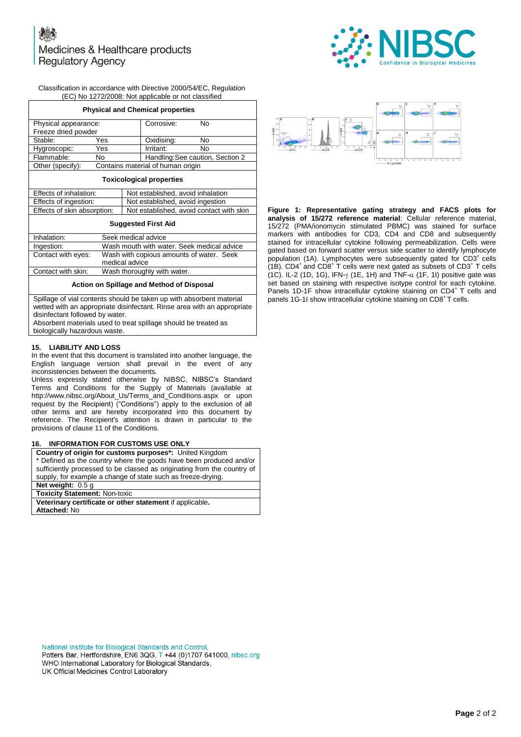Medicines & Healthcare products Regulatory Agency

NIBSC Confidence in Biological Medicines

Classification in accordance with Directive 2000/54/EC, Regulation (EC) No 1272/2008: Not applicable or not classified

| Physical and Chemical properties | | | |
|---|---|---|---|
| Physical appearance: Freeze dried powder | | Corrosive: | No |
| Stable: | Yes | Oxidising: | No |
| Hygroscopic: | Yes | Irritant: | No |
| Flammable: | No | Handling:See caution, Section 2 | |
| Other (specify): | Contains material of human origin | | |

| Toxicological properties | |
|---|---|
| Effects of inhalation: | Not established, avoid inhalation |
| Effects of ingestion: | Not established, avoid ingestion |
| Effects of skin absorption: | Not established, avoid contact with skin |

| Suggested First Aid | |
|---|---|
| Inhalation: | Seek medical advice |
| Ingestion: | Wash mouth with water. Seek medical advice |
| Contact with eyes: | Wash with copious amounts of water. Seek medical advice |
| Contact with skin: | Wash thoroughly with water. |

**Action on Spillage and Method of Disposal**

Spillage of vial contents should be taken up with absorbent material wetted with an appropriate disinfectant. Rinse area with an appropriate disinfectant followed by water.
Absorbent materials used to treat spillage should be treated as biologically hazardous waste.

### 15. LIABILITY AND LOSS

In the event that this document is translated into another language, the English language version shall prevail in the event of any inconsistencies between the documents.
Unless expressly stated otherwise by NIBSC, NIBSC's Standard Terms and Conditions for the Supply of Materials (available at http://www.nibsc.org/About_Us/Terms_and_Conditions.aspx or upon request by the Recipient) ("Conditions") apply to the exclusion of all other terms and are hereby incorporated into this document by reference. The Recipient's attention is drawn in particular to the provisions of clause 11 of the Conditions.

### 16. INFORMATION FOR CUSTOMS USE ONLY

| |
|---|
| **Country of origin for customs purposes\*:** United Kingdom<br>\* Defined as the country where the goods have been produced and/or sufficiently processed to be classed as originating from the country of supply, for example a change of state such as freeze-drying. |
| **Net weight:** 0.5 g |
| **Toxicity Statement:** Non-toxic |
| **Veterinary certificate or other statement** if applicable.<br>**Attached:** No |

**Figure 1: Representative gating strategy and FACS plots for analysis of 15/272 reference material**: Cellular reference material, 15/272 (PMA/ionomycin stimulated PBMC) was stained for surface markers with antibodies for CD3, CD4 and CD8 and subsequently stained for intracellular cytokine following permeabilization. Cells were gated based on forward scatter versus side scatter to identify lymphocyte population (1A). Lymphocytes were subsequently gated for $CD3^+$ cells (1B). $CD4^+$ and $CD8^+$ T cells were next gated as subsets of $CD3^+$ T cells (1C). IL-2 (1D, 1G), IFN-$\gamma$ (1E, 1H) and TNF-$\alpha$ (1F, 1I) positive gate was set based on staining with respective isotype control for each cytokine. Panels 1D-1F show intracellular cytokine staining on $CD4^+$ T cells and panels 1G-1I show intracellular cytokine staining on $CD8^+$ T cells.

National Institute for Biological Standards and Control,
Potters Bar, Hertfordshire, EN6 3QG. T +44 (0)1707 641000, nibsc.org
WHO International Laboratory for Biological Standards,
UK Official Medicines Control Laboratory